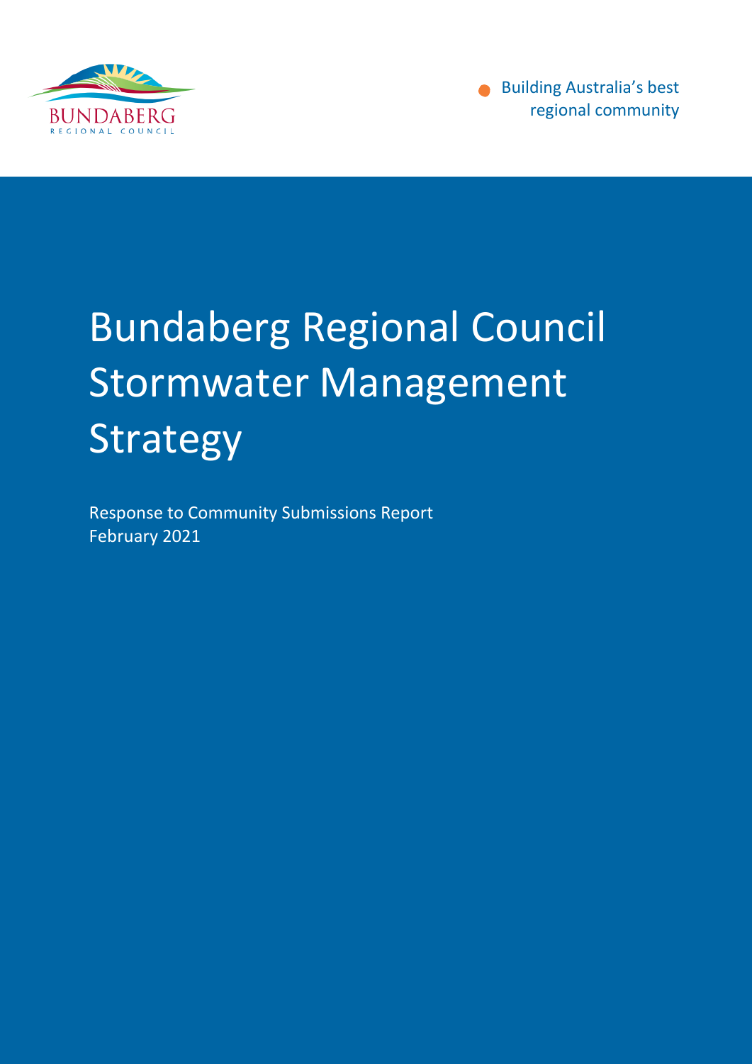BUNDABERG REGIONAL COUNCIL

Building Australia's best regional community

# Bundaberg Regional Council Stormwater Management Strategy

Response to Community Submissions Report
February 2021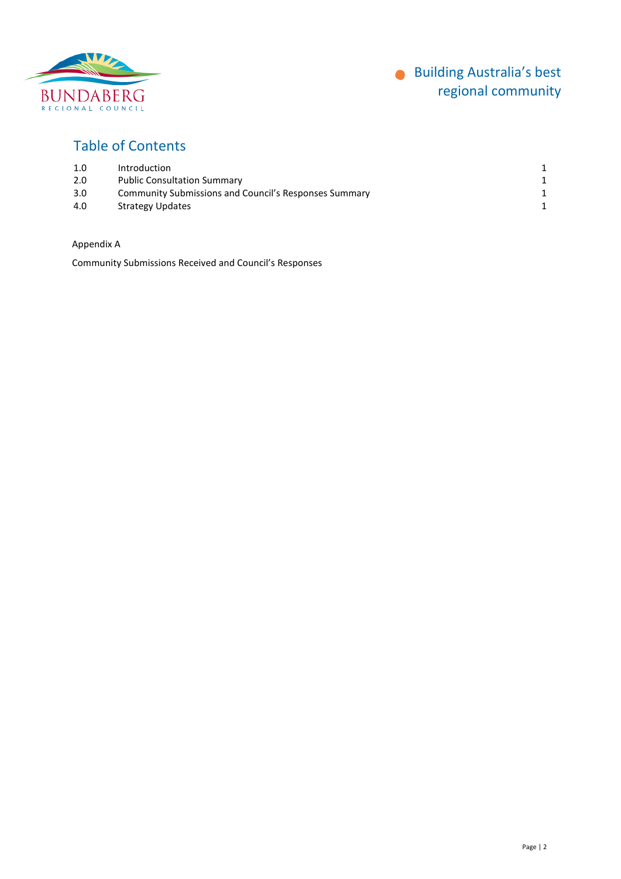## Table of Contents

| | | |
|---|---|---|
| 1.0 | Introduction | 1 |
| 2.0 | Public Consultation Summary | 1 |
| 3.0 | Community Submissions and Council's Responses Summary | 1 |
| 4.0 | Strategy Updates | 1 |

Appendix A

Community Submissions Received and Council's Responses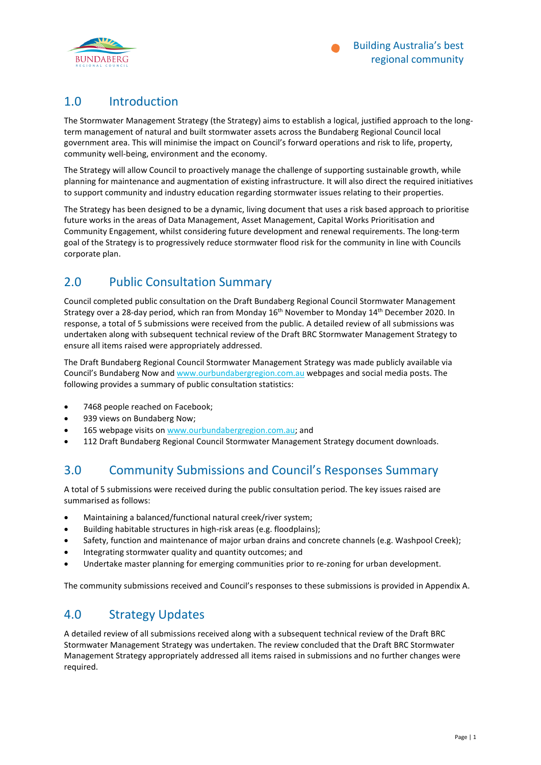## 1.0 Introduction

The Stormwater Management Strategy (the Strategy) aims to establish a logical, justified approach to the long-term management of natural and built stormwater assets across the Bundaberg Regional Council local government area. This will minimise the impact on Council's forward operations and risk to life, property, community well-being, environment and the economy.

The Strategy will allow Council to proactively manage the challenge of supporting sustainable growth, while planning for maintenance and augmentation of existing infrastructure. It will also direct the required initiatives to support community and industry education regarding stormwater issues relating to their properties.

The Strategy has been designed to be a dynamic, living document that uses a risk based approach to prioritise future works in the areas of Data Management, Asset Management, Capital Works Prioritisation and Community Engagement, whilst considering future development and renewal requirements. The long-term goal of the Strategy is to progressively reduce stormwater flood risk for the community in line with Councils corporate plan.

## 2.0 Public Consultation Summary

Council completed public consultation on the Draft Bundaberg Regional Council Stormwater Management Strategy over a 28-day period, which ran from Monday 16th November to Monday 14th December 2020. In response, a total of 5 submissions were received from the public. A detailed review of all submissions was undertaken along with subsequent technical review of the Draft BRC Stormwater Management Strategy to ensure all items raised were appropriately addressed.

The Draft Bundaberg Regional Council Stormwater Management Strategy was made publicly available via Council's Bundaberg Now and www.ourbundabergregion.com.au webpages and social media posts. The following provides a summary of public consultation statistics:

- 7468 people reached on Facebook;
- 939 views on Bundaberg Now;
- 165 webpage visits on www.ourbundabergregion.com.au; and
- 112 Draft Bundaberg Regional Council Stormwater Management Strategy document downloads.

## 3.0 Community Submissions and Council's Responses Summary

A total of 5 submissions were received during the public consultation period. The key issues raised are summarised as follows:

- Maintaining a balanced/functional natural creek/river system;
- Building habitable structures in high-risk areas (e.g. floodplains);
- Safety, function and maintenance of major urban drains and concrete channels (e.g. Washpool Creek);
- Integrating stormwater quality and quantity outcomes; and
- Undertake master planning for emerging communities prior to re-zoning for urban development.

The community submissions received and Council's responses to these submissions is provided in Appendix A.

## 4.0 Strategy Updates

A detailed review of all submissions received along with a subsequent technical review of the Draft BRC Stormwater Management Strategy was undertaken. The review concluded that the Draft BRC Stormwater Management Strategy appropriately addressed all items raised in submissions and no further changes were required.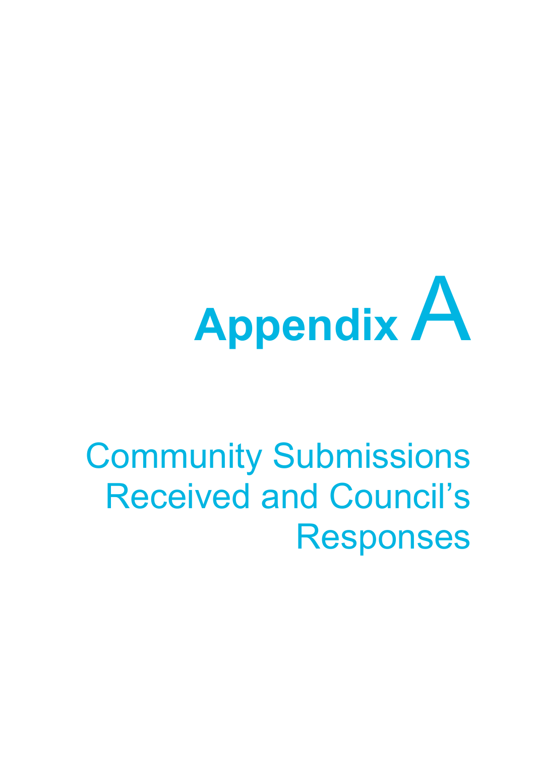# Appendix A

## Community Submissions Received and Council's Responses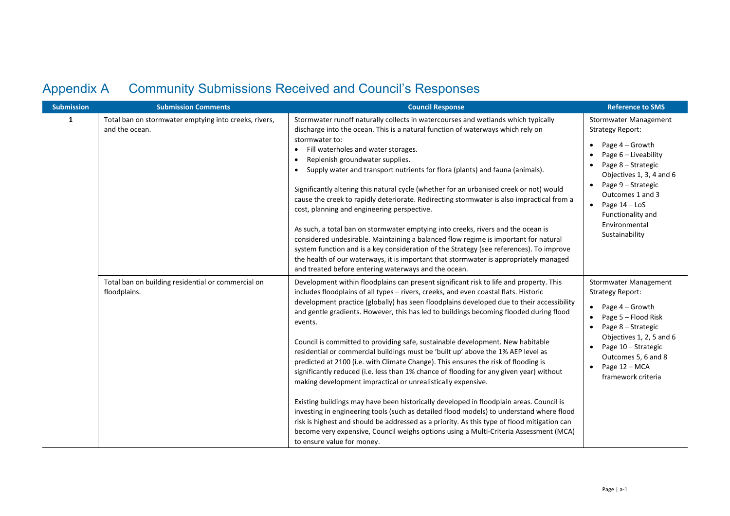# Appendix A Community Submissions Received and Council's Responses

| Submission | Submission Comments | Council Response | Reference to SMS |
|---|---|---|---|
| **1** | Total ban on stormwater emptying into creeks, rivers, and the ocean. | Stormwater runoff naturally collects in watercourses and wetlands which typically discharge into the ocean. This is a natural function of waterways which rely on stormwater to:<br>• Fill waterholes and water storages.<br>• Replenish groundwater supplies.<br>• Supply water and transport nutrients for flora (plants) and fauna (animals).<br><br>Significantly altering this natural cycle (whether for an urbanised creek or not) would cause the creek to rapidly deteriorate. Redirecting stormwater is also impractical from a cost, planning and engineering perspective.<br><br>As such, a total ban on stormwater emptying into creeks, rivers and the ocean is considered undesirable. Maintaining a balanced flow regime is important for natural system function and is a key consideration of the Strategy (see references). To improve the health of our waterways, it is important that stormwater is appropriately managed and treated before entering waterways and the ocean. | Stormwater Management Strategy Report:<br>• Page 4 – Growth<br>• Page 6 – Liveability<br>• Page 8 – Strategic Objectives 1, 3, 4 and 6<br>• Page 9 – Strategic Outcomes 1 and 3<br>• Page 14 – LoS Functionality and Environmental Sustainability |
| | Total ban on building residential or commercial on floodplains. | Development within floodplains can present significant risk to life and property. This includes floodplains of all types – rivers, creeks, and even coastal flats. Historic development practice (globally) has seen floodplains developed due to their accessibility and gentle gradients. However, this has led to buildings becoming flooded during flood events.<br><br>Council is committed to providing safe, sustainable development. New habitable residential or commercial buildings must be 'built up' above the 1% AEP level as predicted at 2100 (i.e. with Climate Change). This ensures the risk of flooding is significantly reduced (i.e. less than 1% chance of flooding for any given year) without making development impractical or unrealistically expensive.<br><br>Existing buildings may have been historically developed in floodplain areas. Council is investing in engineering tools (such as detailed flood models) to understand where flood risk is highest and should be addressed as a priority. As this type of flood mitigation can become very expensive, Council weighs options using a Multi-Criteria Assessment (MCA) to ensure value for money. | Stormwater Management Strategy Report:<br>• Page 4 – Growth<br>• Page 5 – Flood Risk<br>• Page 8 – Strategic Objectives 1, 2, 5 and 6<br>• Page 10 – Strategic Outcomes 5, 6 and 8<br>• Page 12 – MCA framework criteria |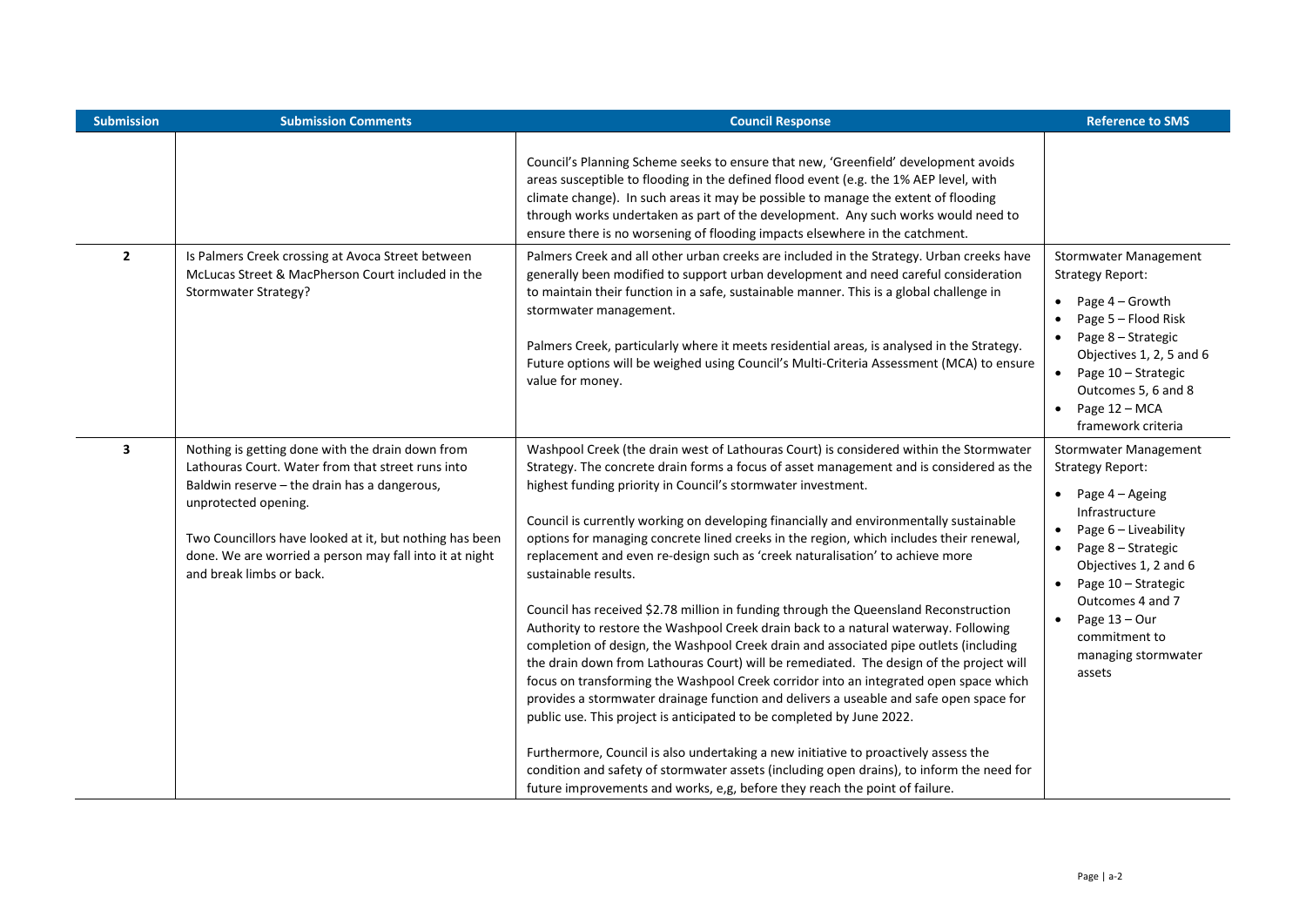| Submission | Submission Comments | Council Response | Reference to SMS |
|---|---|---|---|
| | | Council's Planning Scheme seeks to ensure that new, 'Greenfield' development avoids areas susceptible to flooding in the defined flood event (e.g. the 1% AEP level, with climate change). In such areas it may be possible to manage the extent of flooding through works undertaken as part of the development. Any such works would need to ensure there is no worsening of flooding impacts elsewhere in the catchment. | |
| **2** | Is Palmers Creek crossing at Avoca Street between McLucas Street & MacPherson Court included in the Stormwater Strategy? | Palmers Creek and all other urban creeks are included in the Strategy. Urban creeks have generally been modified to support urban development and need careful consideration to maintain their function in a safe, sustainable manner. This is a global challenge in stormwater management.<br><br>Palmers Creek, particularly where it meets residential areas, is analysed in the Strategy. Future options will be weighed using Council's Multi-Criteria Assessment (MCA) to ensure value for money. | Stormwater Management Strategy Report:<br>• Page 4 – Growth<br>• Page 5 – Flood Risk<br>• Page 8 – Strategic Objectives 1, 2, 5 and 6<br>• Page 10 – Strategic Outcomes 5, 6 and 8<br>• Page 12 – MCA framework criteria |
| **3** | Nothing is getting done with the drain down from Lathouras Court. Water from that street runs into Baldwin reserve – the drain has a dangerous, unprotected opening.<br><br>Two Councillors have looked at it, but nothing has been done. We are worried a person may fall into it at night and break limbs or back. | Washpool Creek (the drain west of Lathouras Court) is considered within the Stormwater Strategy. The concrete drain forms a focus of asset management and is considered as the highest funding priority in Council's stormwater investment.<br><br>Council is currently working on developing financially and environmentally sustainable options for managing concrete lined creeks in the region, which includes their renewal, replacement and even re-design such as 'creek naturalisation' to achieve more sustainable results.<br><br>Council has received $2.78 million in funding through the Queensland Reconstruction Authority to restore the Washpool Creek drain back to a natural waterway. Following completion of design, the Washpool Creek drain and associated pipe outlets (including the drain down from Lathouras Court) will be remediated. The design of the project will focus on transforming the Washpool Creek corridor into an integrated open space which provides a stormwater drainage function and delivers a useable and safe open space for public use. This project is anticipated to be completed by June 2022.<br><br>Furthermore, Council is also undertaking a new initiative to proactively assess the condition and safety of stormwater assets (including open drains), to inform the need for future improvements and works, e,g, before they reach the point of failure. | Stormwater Management Strategy Report:<br>• Page 4 – Ageing Infrastructure<br>• Page 6 – Liveability<br>• Page 8 – Strategic Objectives 1, 2 and 6<br>• Page 10 – Strategic Outcomes 4 and 7<br>• Page 13 – Our commitment to managing stormwater assets |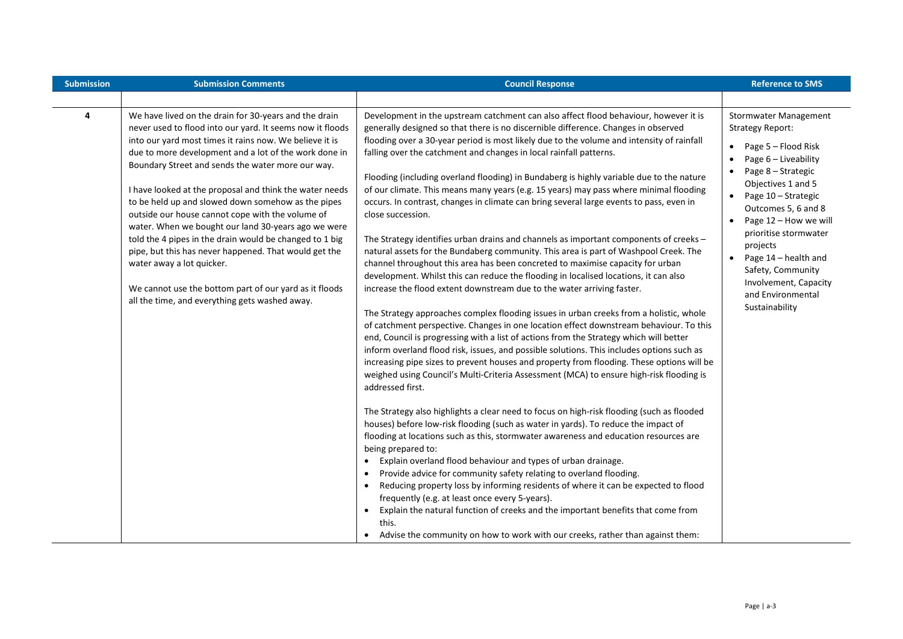| Submission | Submission Comments | Council Response | Reference to SMS |
|---|---|---|---|
| | | | |
| 4 | We have lived on the drain for 30-years and the drain never used to flood into our yard. It seems now it floods into our yard most times it rains now. We believe it is due to more development and a lot of the work done in Boundary Street and sends the water more our way.<br><br>I have looked at the proposal and think the water needs to be held up and slowed down somehow as the pipes outside our house cannot cope with the volume of water. When we bought our land 30-years ago we were told the 4 pipes in the drain would be changed to 1 big pipe, but this has never happened. That would get the water away a lot quicker.<br><br>We cannot use the bottom part of our yard as it floods all the time, and everything gets washed away. | Development in the upstream catchment can also affect flood behaviour, however it is generally designed so that there is no discernible difference. Changes in observed flooding over a 30-year period is most likely due to the volume and intensity of rainfall falling over the catchment and changes in local rainfall patterns.<br><br>Flooding (including overland flooding) in Bundaberg is highly variable due to the nature of our climate. This means many years (e.g. 15 years) may pass where minimal flooding occurs. In contrast, changes in climate can bring several large events to pass, even in close succession.<br><br>The Strategy identifies urban drains and channels as important components of creeks – natural assets for the Bundaberg community. This area is part of Washpool Creek. The channel throughout this area has been concreted to maximise capacity for urban development. Whilst this can reduce the flooding in localised locations, it can also increase the flood extent downstream due to the water arriving faster.<br><br>The Strategy approaches complex flooding issues in urban creeks from a holistic, whole of catchment perspective. Changes in one location effect downstream behaviour. To this end, Council is progressing with a list of actions from the Strategy which will better inform overland flood risk, issues, and possible solutions. This includes options such as increasing pipe sizes to prevent houses and property from flooding. These options will be weighed using Council's Multi-Criteria Assessment (MCA) to ensure high-risk flooding is addressed first.<br><br>The Strategy also highlights a clear need to focus on high-risk flooding (such as flooded houses) before low-risk flooding (such as water in yards). To reduce the impact of flooding at locations such as this, stormwater awareness and education resources are being prepared to:<br>• Explain overland flood behaviour and types of urban drainage.<br>• Provide advice for community safety relating to overland flooding.<br>• Reducing property loss by informing residents of where it can be expected to flood frequently (e.g. at least once every 5-years).<br>• Explain the natural function of creeks and the important benefits that come from this.<br>• Advise the community on how to work with our creeks, rather than against them: | Stormwater Management Strategy Report:<br>• Page 5 – Flood Risk<br>• Page 6 – Liveability<br>• Page 8 – Strategic Objectives 1 and 5<br>• Page 10 – Strategic Outcomes 5, 6 and 8<br>• Page 12 – How we will prioritise stormwater projects<br>• Page 14 – health and Safety, Community Involvement, Capacity and Environmental Sustainability |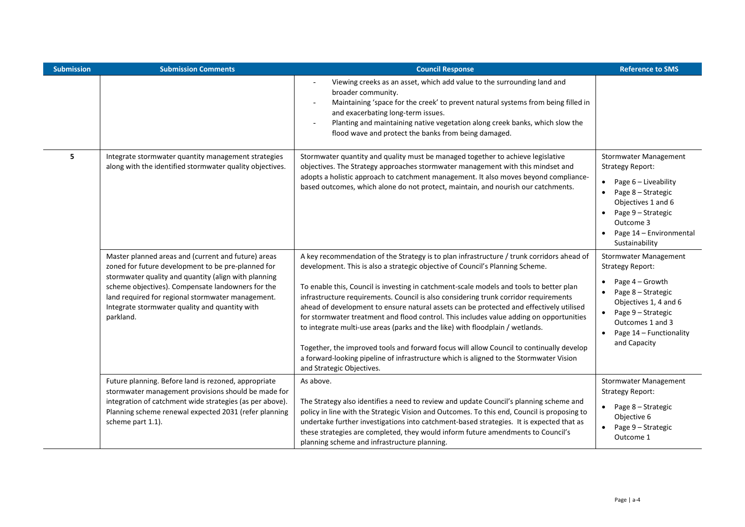| Submission | Submission Comments | Council Response | Reference to SMS |
|---|---|---|---|
| | | - Viewing creeks as an asset, which add value to the surrounding land and broader community.<br>- Maintaining 'space for the creek' to prevent natural systems from being filled in and exacerbating long-term issues.<br>- Planting and maintaining native vegetation along creek banks, which slow the flood wave and protect the banks from being damaged. | |
| 5 | Integrate stormwater quantity management strategies along with the identified stormwater quality objectives. | Stormwater quantity and quality must be managed together to achieve legislative objectives. The Strategy approaches stormwater management with this mindset and adopts a holistic approach to catchment management. It also moves beyond compliance-based outcomes, which alone do not protect, maintain, and nourish our catchments. | Stormwater Management Strategy Report:<br>• Page 6 – Liveability<br>• Page 8 – Strategic Objectives 1 and 6<br>• Page 9 – Strategic Outcome 3<br>• Page 14 – Environmental Sustainability |
| | Master planned areas and (current and future) areas zoned for future development to be pre-planned for stormwater quality and quantity (align with planning scheme objectives). Compensate landowners for the land required for regional stormwater management. Integrate stormwater quality and quantity with parkland. | A key recommendation of the Strategy is to plan infrastructure / trunk corridors ahead of development. This is also a strategic objective of Council's Planning Scheme.<br><br>To enable this, Council is investing in catchment-scale models and tools to better plan infrastructure requirements. Council is also considering trunk corridor requirements ahead of development to ensure natural assets can be protected and effectively utilised for stormwater treatment and flood control. This includes value adding on opportunities to integrate multi-use areas (parks and the like) with floodplain / wetlands.<br><br>Together, the improved tools and forward focus will allow Council to continually develop a forward-looking pipeline of infrastructure which is aligned to the Stormwater Vision and Strategic Objectives. | Stormwater Management Strategy Report:<br>• Page 4 – Growth<br>• Page 8 – Strategic Objectives 1, 4 and 6<br>• Page 9 – Strategic Outcomes 1 and 3<br>• Page 14 – Functionality and Capacity |
| | Future planning. Before land is rezoned, appropriate stormwater management provisions should be made for integration of catchment wide strategies (as per above). Planning scheme renewal expected 2031 (refer planning scheme part 1.1). | As above.<br><br>The Strategy also identifies a need to review and update Council's planning scheme and policy in line with the Strategic Vision and Outcomes. To this end, Council is proposing to undertake further investigations into catchment-based strategies. It is expected that as these strategies are completed, they would inform future amendments to Council's planning scheme and infrastructure planning. | Stormwater Management Strategy Report:<br>• Page 8 – Strategic Objective 6<br>• Page 9 – Strategic Outcome 1 |